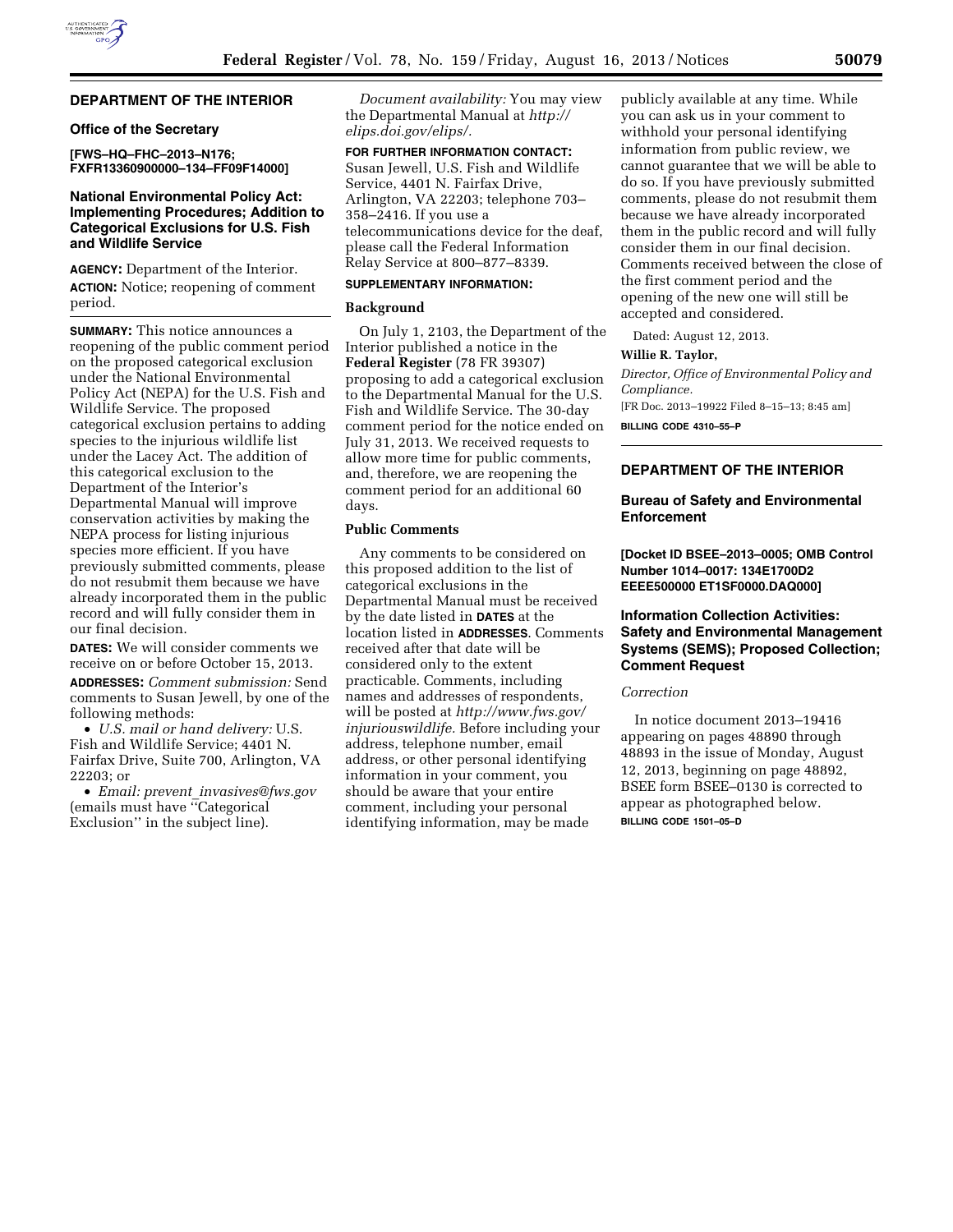## DEPARTMENT OF THE INTERIOR

### Office of the Secretary

**[FWS–HQ–FHC–2013–N176; FXFR13360900000–134–FF09F14000]**

### National Environmental Policy Act: Implementing Procedures; Addition to Categorical Exclusions for U.S. Fish and Wildlife Service

**AGENCY:** Department of the Interior.

**ACTION:** Notice; reopening of comment period.

**SUMMARY:** This notice announces a reopening of the public comment period on the proposed categorical exclusion under the National Environmental Policy Act (NEPA) for the U.S. Fish and Wildlife Service. The proposed categorical exclusion pertains to adding species to the injurious wildlife list under the Lacey Act. The addition of this categorical exclusion to the Department of the Interior's Departmental Manual will improve conservation activities by making the NEPA process for listing injurious species more efficient. If you have previously submitted comments, please do not resubmit them because we have already incorporated them in the public record and will fully consider them in our final decision.

**DATES:** We will consider comments we receive on or before October 15, 2013.

**ADDRESSES:** *Comment submission:* Send comments to Susan Jewell, by one of the following methods:

- *U.S. mail or hand delivery:* U.S. Fish and Wildlife Service; 4401 N. Fairfax Drive, Suite 700, Arlington, VA 22203; or
- *Email: prevent_invasives@fws.gov* (emails must have ''Categorical Exclusion'' in the subject line).

*Document availability:* You may view the Departmental Manual at *http://elips.doi.gov/elips/.*

**FOR FURTHER INFORMATION CONTACT:** Susan Jewell, U.S. Fish and Wildlife Service, 4401 N. Fairfax Drive, Arlington, VA 22203; telephone 703–358–2416. If you use a telecommunications device for the deaf, please call the Federal Information Relay Service at 800–877–8339.

**SUPPLEMENTARY INFORMATION:**

#### Background

On July 1, 2103, the Department of the Interior published a notice in the **Federal Register** (78 FR 39307) proposing to add a categorical exclusion to the Departmental Manual for the U.S. Fish and Wildlife Service. The 30-day comment period for the notice ended on July 31, 2013. We received requests to allow more time for public comments, and, therefore, we are reopening the comment period for an additional 60 days.

#### Public Comments

Any comments to be considered on this proposed addition to the list of categorical exclusions in the Departmental Manual must be received by the date listed in **DATES** at the location listed in **ADDRESSES**. Comments received after that date will be considered only to the extent practicable. Comments, including names and addresses of respondents, will be posted at *http://www.fws.gov/injuriouswildlife.* Before including your address, telephone number, email address, or other personal identifying information in your comment, you should be aware that your entire comment, including your personal identifying information, may be made publicly available at any time. While you can ask us in your comment to withhold your personal identifying information from public review, we cannot guarantee that we will be able to do so. If you have previously submitted comments, please do not resubmit them because we have already incorporated them in the public record and will fully consider them in our final decision. Comments received between the close of the first comment period and the opening of the new one will still be accepted and considered.

Dated: August 12, 2013.

**Willie R. Taylor,**

*Director, Office of Environmental Policy and Compliance.*

[FR Doc. 2013–19922 Filed 8–15–13; 8:45 am]

**BILLING CODE 4310–55–P**

---

## DEPARTMENT OF THE INTERIOR

### Bureau of Safety and Environmental Enforcement

**[Docket ID BSEE–2013–0005; OMB Control Number 1014–0017: 134E1700D2 EEEE500000 ET1SF0000.DAQ000]**

### Information Collection Activities: Safety and Environmental Management Systems (SEMS); Proposed Collection; Comment Request

*Correction*

In notice document 2013–19416 appearing on pages 48890 through 48893 in the issue of Monday, August 12, 2013, beginning on page 48892, BSEE form BSEE–0130 is corrected to appear as photographed below.

**BILLING CODE 1501–05–D**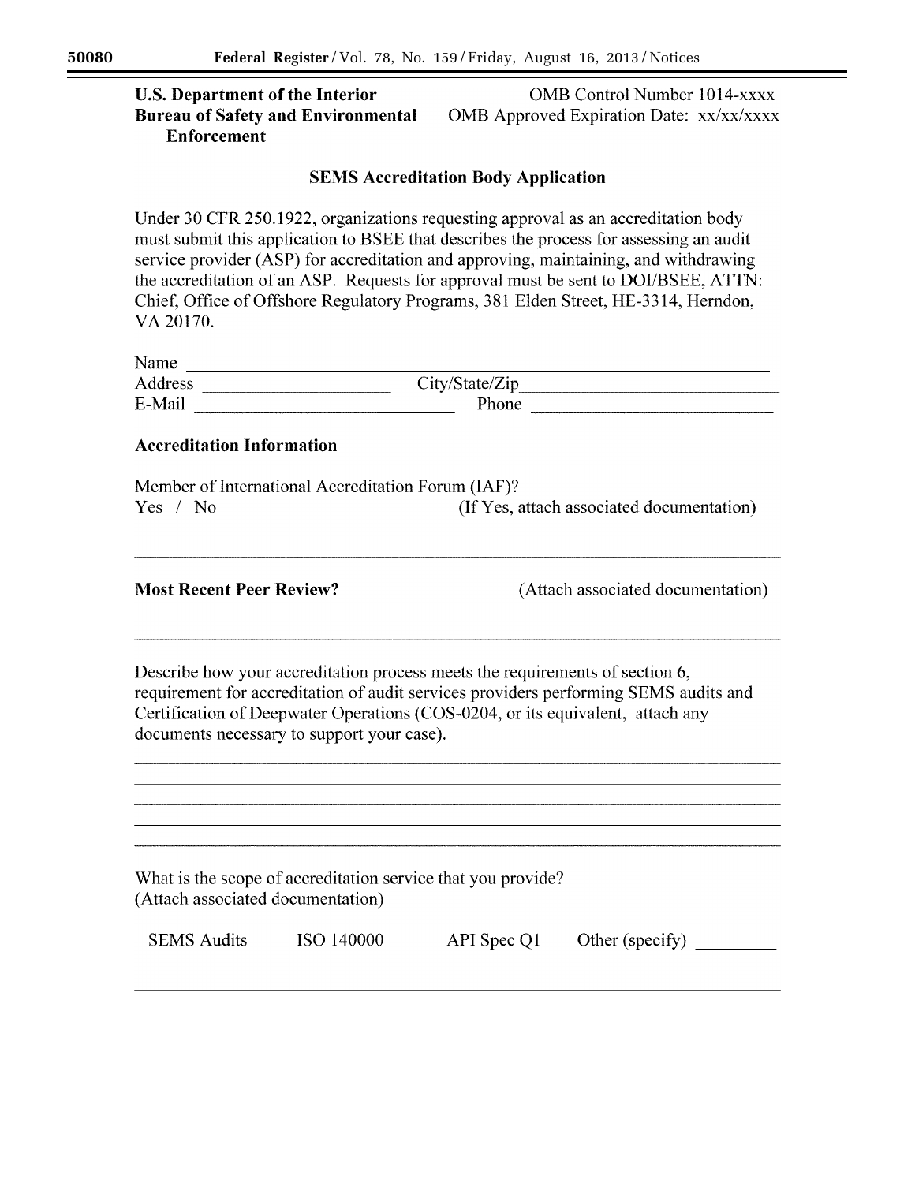**U.S. Department of the Interior**
**Bureau of Safety and Environmental Enforcement**

OMB Control Number 1014-xxxx
OMB Approved Expiration Date: xx/xx/xxxx

## SEMS Accreditation Body Application

Under 30 CFR 250.1922, organizations requesting approval as an accreditation body must submit this application to BSEE that describes the process for assessing an audit service provider (ASP) for accreditation and approving, maintaining, and withdrawing the accreditation of an ASP. Requests for approval must be sent to DOI/BSEE, ATTN: Chief, Office of Offshore Regulatory Programs, 381 Elden Street, HE-3314, Herndon, VA 20170.

Name ______________________________________________

Address ____________________ City/State/Zip ____________________________

E-Mail ____________________________ Phone ___________________________

### Accreditation Information

Member of International Accreditation Forum (IAF)?

Yes / No (If Yes, attach associated documentation)

______________________________________________________________________

**Most Recent Peer Review?** (Attach associated documentation)

______________________________________________________________________

Describe how your accreditation process meets the requirements of section 6, requirement for accreditation of audit services providers performing SEMS audits and Certification of Deepwater Operations (COS-0204, or its equivalent, attach any documents necessary to support your case).

______________________________________________________________________

______________________________________________________________________

______________________________________________________________________

______________________________________________________________________

______________________________________________________________________

What is the scope of accreditation service that you provide?
(Attach associated documentation)

SEMS Audits ISO 140000 API Spec Q1 Other (specify) _________

______________________________________________________________________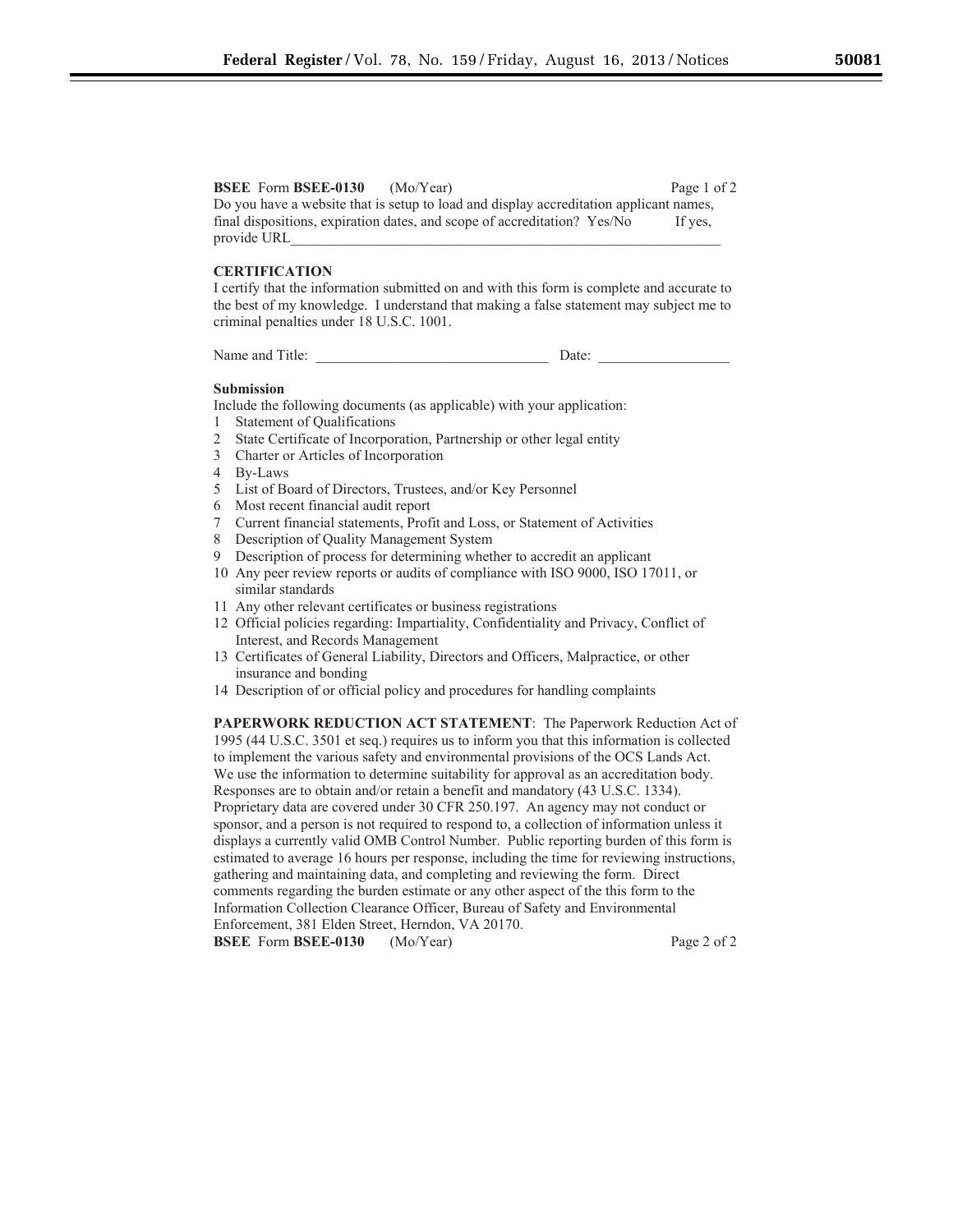**BSEE** Form **BSEE-0130** (Mo/Year) Page 1 of 2

Do you have a website that is setup to load and display accreditation applicant names, final dispositions, expiration dates, and scope of accreditation? Yes/No If yes, provide URL_______________________________________________________________

**CERTIFICATION**

I certify that the information submitted on and with this form is complete and accurate to the best of my knowledge. I understand that making a false statement may subject me to criminal penalties under 18 U.S.C. 1001.

Name and Title: ________________________________ Date: _________________

**Submission**

Include the following documents (as applicable) with your application:

1. Statement of Qualifications
2. State Certificate of Incorporation, Partnership or other legal entity
3. Charter or Articles of Incorporation
4. By-Laws
5. List of Board of Directors, Trustees, and/or Key Personnel
6. Most recent financial audit report
7. Current financial statements, Profit and Loss, or Statement of Activities
8. Description of Quality Management System
9. Description of process for determining whether to accredit an applicant
10. Any peer review reports or audits of compliance with ISO 9000, ISO 17011, or similar standards
11. Any other relevant certificates or business registrations
12. Official policies regarding: Impartiality, Confidentiality and Privacy, Conflict of Interest, and Records Management
13. Certificates of General Liability, Directors and Officers, Malpractice, or other insurance and bonding
14. Description of or official policy and procedures for handling complaints

**PAPERWORK REDUCTION ACT STATEMENT**: The Paperwork Reduction Act of 1995 (44 U.S.C. 3501 et seq.) requires us to inform you that this information is collected to implement the various safety and environmental provisions of the OCS Lands Act. We use the information to determine suitability for approval as an accreditation body. Responses are to obtain and/or retain a benefit and mandatory (43 U.S.C. 1334). Proprietary data are covered under 30 CFR 250.197. An agency may not conduct or sponsor, and a person is not required to respond to, a collection of information unless it displays a currently valid OMB Control Number. Public reporting burden of this form is estimated to average 16 hours per response, including the time for reviewing instructions, gathering and maintaining data, and completing and reviewing the form. Direct comments regarding the burden estimate or any other aspect of the this form to the Information Collection Clearance Officer, Bureau of Safety and Environmental Enforcement, 381 Elden Street, Herndon, VA 20170.

**BSEE** Form **BSEE-0130** (Mo/Year) Page 2 of 2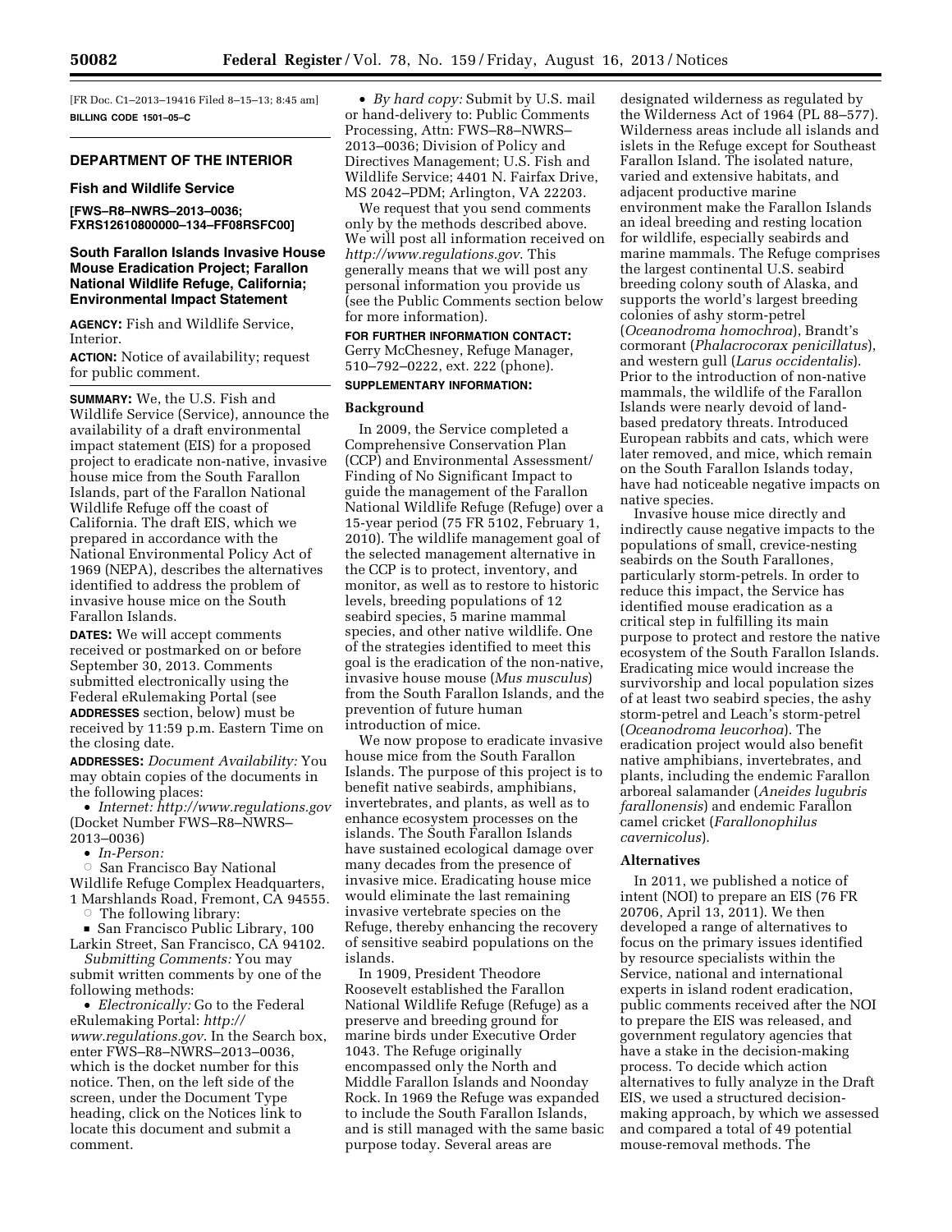[FR Doc. C1–2013–19416 Filed 8–15–13; 8:45 am]

**BILLING CODE 1501–05–C**

## DEPARTMENT OF THE INTERIOR

### Fish and Wildlife Service

**[FWS–R8–NWRS–2013–0036; FXRS12610800000–134–FF08RSFC00]**

### South Farallon Islands Invasive House Mouse Eradication Project; Farallon National Wildlife Refuge, California; Environmental Impact Statement

**AGENCY:** Fish and Wildlife Service, Interior.

**ACTION:** Notice of availability; request for public comment.

**SUMMARY:** We, the U.S. Fish and Wildlife Service (Service), announce the availability of a draft environmental impact statement (EIS) for a proposed project to eradicate non-native, invasive house mice from the South Farallon Islands, part of the Farallon National Wildlife Refuge off the coast of California. The draft EIS, which we prepared in accordance with the National Environmental Policy Act of 1969 (NEPA), describes the alternatives identified to address the problem of invasive house mice on the South Farallon Islands.

**DATES:** We will accept comments received or postmarked on or before September 30, 2013. Comments submitted electronically using the Federal eRulemaking Portal (see **ADDRESSES** section, below) must be received by 11:59 p.m. Eastern Time on the closing date.

**ADDRESSES:** *Document Availability:* You may obtain copies of the documents in the following places:

- *Internet: http://www.regulations.gov* (Docket Number FWS–R8–NWRS–2013–0036)
- *In-Person:*
  - San Francisco Bay National Wildlife Refuge Complex Headquarters, 1 Marshlands Road, Fremont, CA 94555.
  - The following library:
    - San Francisco Public Library, 100 Larkin Street, San Francisco, CA 94102.

*Submitting Comments:* You may submit written comments by one of the following methods:

- *Electronically:* Go to the Federal eRulemaking Portal: *http://www.regulations.gov*. In the Search box, enter FWS–R8–NWRS–2013–0036, which is the docket number for this notice. Then, on the left side of the screen, under the Document Type heading, click on the Notices link to locate this document and submit a comment.
- *By hard copy:* Submit by U.S. mail or hand-delivery to: Public Comments Processing, Attn: FWS–R8–NWRS–2013–0036; Division of Policy and Directives Management; U.S. Fish and Wildlife Service; 4401 N. Fairfax Drive, MS 2042–PDM; Arlington, VA 22203.

We request that you send comments only by the methods described above. We will post all information received on *http://www.regulations.gov*. This generally means that we will post any personal information you provide us (see the Public Comments section below for more information).

**FOR FURTHER INFORMATION CONTACT:** Gerry McChesney, Refuge Manager, 510–792–0222, ext. 222 (phone).

**SUPPLEMENTARY INFORMATION:**

#### Background

In 2009, the Service completed a Comprehensive Conservation Plan (CCP) and Environmental Assessment/Finding of No Significant Impact to guide the management of the Farallon National Wildlife Refuge (Refuge) over a 15-year period (75 FR 5102, February 1, 2010). The wildlife management goal of the selected management alternative in the CCP is to protect, inventory, and monitor, as well as to restore to historic levels, breeding populations of 12 seabird species, 5 marine mammal species, and other native wildlife. One of the strategies identified to meet this goal is the eradication of the non-native, invasive house mouse (*Mus musculus*) from the South Farallon Islands, and the prevention of future human introduction of mice.

We now propose to eradicate invasive house mice from the South Farallon Islands. The purpose of this project is to benefit native seabirds, amphibians, invertebrates, and plants, as well as to enhance ecosystem processes on the islands. The South Farallon Islands have sustained ecological damage over many decades from the presence of invasive mice. Eradicating house mice would eliminate the last remaining invasive vertebrate species on the Refuge, thereby enhancing the recovery of sensitive seabird populations on the islands.

In 1909, President Theodore Roosevelt established the Farallon National Wildlife Refuge (Refuge) as a preserve and breeding ground for marine birds under Executive Order 1043. The Refuge originally encompassed only the North and Middle Farallon Islands and Noonday Rock. In 1969 the Refuge was expanded to include the South Farallon Islands, and is still managed with the same basic purpose today. Several areas are designated wilderness as regulated by the Wilderness Act of 1964 (PL 88–577). Wilderness areas include all islands and islets in the Refuge except for Southeast Farallon Island. The isolated nature, varied and extensive habitats, and adjacent productive marine environment make the Farallon Islands an ideal breeding and resting location for wildlife, especially seabirds and marine mammals. The Refuge comprises the largest continental U.S. seabird breeding colony south of Alaska, and supports the world's largest breeding colonies of ashy storm-petrel (*Oceanodroma homochroa*), Brandt's cormorant (*Phalacrocorax penicillatus*), and western gull (*Larus occidentalis*). Prior to the introduction of non-native mammals, the wildlife of the Farallon Islands were nearly devoid of land-based predatory threats. Introduced European rabbits and cats, which were later removed, and mice, which remain on the South Farallon Islands today, have had noticeable negative impacts on native species.

Invasive house mice directly and indirectly cause negative impacts to the populations of small, crevice-nesting seabirds on the South Farallones, particularly storm-petrels. In order to reduce this impact, the Service has identified mouse eradication as a critical step in fulfilling its main purpose to protect and restore the native ecosystem of the South Farallon Islands. Eradicating mice would increase the survivorship and local population sizes of at least two seabird species, the ashy storm-petrel and Leach's storm-petrel (*Oceanodroma leucorhoa*). The eradication project would also benefit native amphibians, invertebrates, and plants, including the endemic Farallon arboreal salamander (*Aneides lugubris farallonensis*) and endemic Farallon camel cricket (*Farallonophilus cavernicolus*).

#### Alternatives

In 2011, we published a notice of intent (NOI) to prepare an EIS (76 FR 20706, April 13, 2011). We then developed a range of alternatives to focus on the primary issues identified by resource specialists within the Service, national and international experts in island rodent eradication, public comments received after the NOI to prepare the EIS was released, and government regulatory agencies that have a stake in the decision-making process. To decide which action alternatives to fully analyze in the Draft EIS, we used a structured decision-making approach, by which we assessed and compared a total of 49 potential mouse-removal methods. The